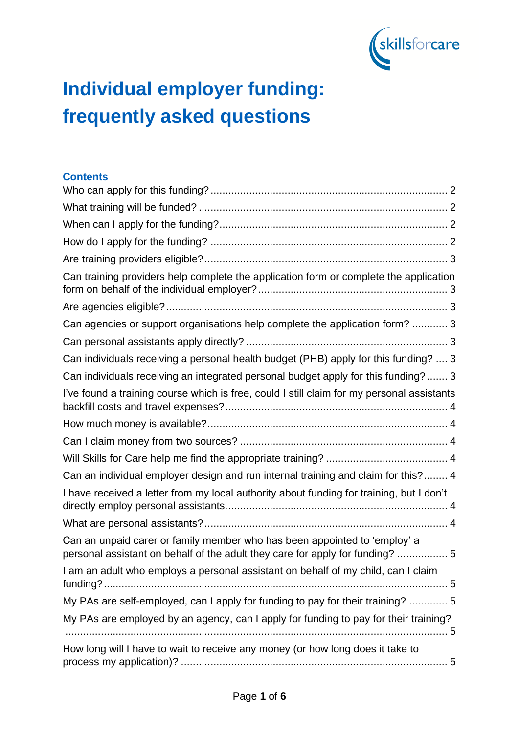# Individual employer funding: frequently asked questions

## Contents

Who can apply for this funding? ........................................................................... 2

What training will be funded? ................................................................................ 2

When can I apply for the funding?......................................................................... 2

How do I apply for the funding? ............................................................................ 2

Are training providers eligible?.............................................................................. 3

Can training providers help complete the application form or complete the application form on behalf of the individual employer?............................................................ 3

Are agencies eligible?........................................................................................... 3

Can agencies or support organisations help complete the application form? ............ 3

Can personal assistants apply directly? ................................................................. 3

Can individuals receiving a personal health budget (PHB) apply for this funding? .... 3

Can individuals receiving an integrated personal budget apply for this funding?....... 3

I've found a training course which is free, could I still claim for my personal assistants backfill costs and travel expenses?....................................................................... 4

How much money is available?.............................................................................. 4

Can I claim money from two sources? .................................................................. 4

Will Skills for Care help me find the appropriate training? ........................................ 4

Can an individual employer design and run internal training and claim for this?........ 4

I have received a letter from my local authority about funding for training, but I don't directly employ personal assistants......................................................................... 4

What are personal assistants?............................................................................... 4

Can an unpaid carer or family member who has been appointed to 'employ' a personal assistant on behalf of the adult they care for apply for funding? ................. 5

I am an adult who employs a personal assistant on behalf of my child, can I claim funding?................................................................................................................ 5

My PAs are self-employed, can I apply for funding to pay for their training? ............. 5

My PAs are employed by an agency, can I apply for funding to pay for their training? ............................................................................................................................. 5

How long will I have to wait to receive any money (or how long does it take to process my application)? ........................................................................................ 5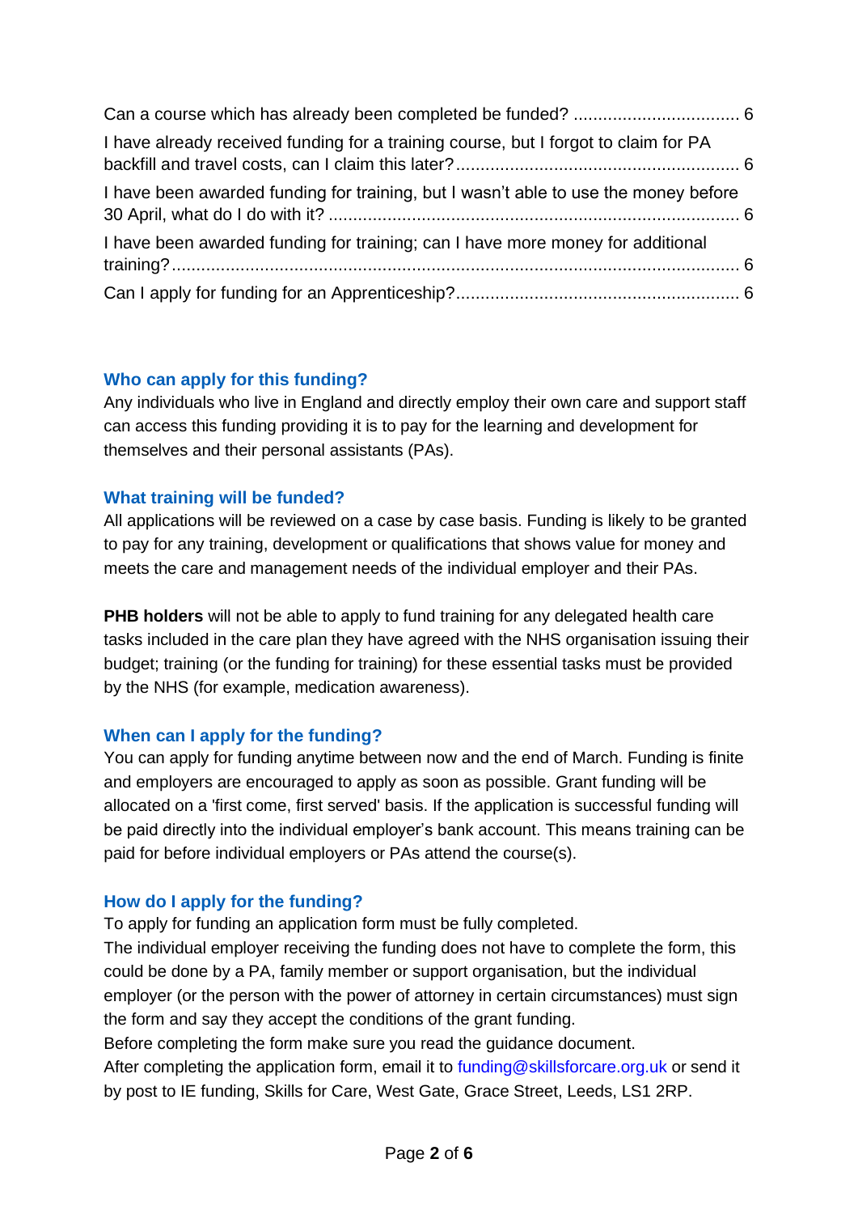Can a course which has already been completed be funded? ..................................... 6

I have already received funding for a training course, but I forgot to claim for PA backfill and travel costs, can I claim this later?........................................................... 6

I have been awarded funding for training, but I wasn't able to use the money before 30 April, what do I do with it? ..................................................................................... 6

I have been awarded funding for training; can I have more money for additional training?...................................................................................................................... 6

Can I apply for funding for an Apprenticeship?........................................................... 6

## Who can apply for this funding?

Any individuals who live in England and directly employ their own care and support staff can access this funding providing it is to pay for the learning and development for themselves and their personal assistants (PAs).

## What training will be funded?

All applications will be reviewed on a case by case basis. Funding is likely to be granted to pay for any training, development or qualifications that shows value for money and meets the care and management needs of the individual employer and their PAs.

**PHB holders** will not be able to apply to fund training for any delegated health care tasks included in the care plan they have agreed with the NHS organisation issuing their budget; training (or the funding for training) for these essential tasks must be provided by the NHS (for example, medication awareness).

## When can I apply for the funding?

You can apply for funding anytime between now and the end of March. Funding is finite and employers are encouraged to apply as soon as possible. Grant funding will be allocated on a 'first come, first served' basis. If the application is successful funding will be paid directly into the individual employer's bank account. This means training can be paid for before individual employers or PAs attend the course(s).

## How do I apply for the funding?

To apply for funding an application form must be fully completed.

The individual employer receiving the funding does not have to complete the form, this could be done by a PA, family member or support organisation, but the individual employer (or the person with the power of attorney in certain circumstances) must sign the form and say they accept the conditions of the grant funding.

Before completing the form make sure you read the guidance document.

After completing the application form, email it to funding@skillsforcare.org.uk or send it by post to IE funding, Skills for Care, West Gate, Grace Street, Leeds, LS1 2RP.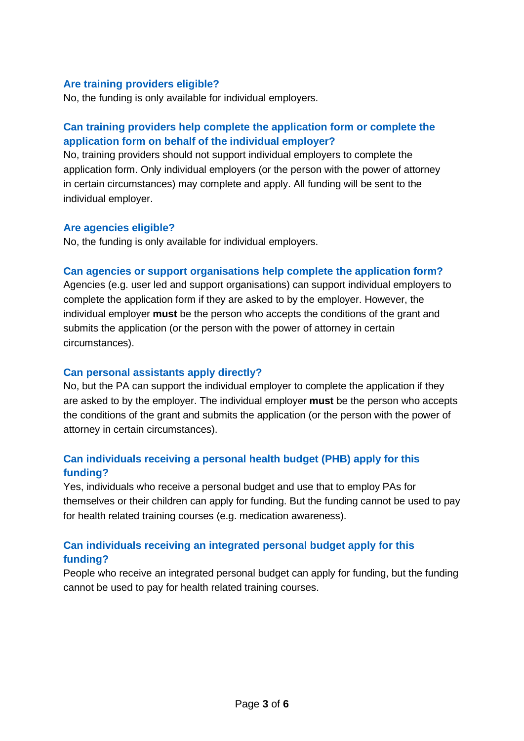### Are training providers eligible?

No, the funding is only available for individual employers.

### Can training providers help complete the application form or complete the application form on behalf of the individual employer?

No, training providers should not support individual employers to complete the application form. Only individual employers (or the person with the power of attorney in certain circumstances) may complete and apply. All funding will be sent to the individual employer.

### Are agencies eligible?

No, the funding is only available for individual employers.

### Can agencies or support organisations help complete the application form?

Agencies (e.g. user led and support organisations) can support individual employers to complete the application form if they are asked to by the employer. However, the individual employer **must** be the person who accepts the conditions of the grant and submits the application (or the person with the power of attorney in certain circumstances).

### Can personal assistants apply directly?

No, but the PA can support the individual employer to complete the application if they are asked to by the employer. The individual employer **must** be the person who accepts the conditions of the grant and submits the application (or the person with the power of attorney in certain circumstances).

### Can individuals receiving a personal health budget (PHB) apply for this funding?

Yes, individuals who receive a personal budget and use that to employ PAs for themselves or their children can apply for funding. But the funding cannot be used to pay for health related training courses (e.g. medication awareness).

### Can individuals receiving an integrated personal budget apply for this funding?

People who receive an integrated personal budget can apply for funding, but the funding cannot be used to pay for health related training courses.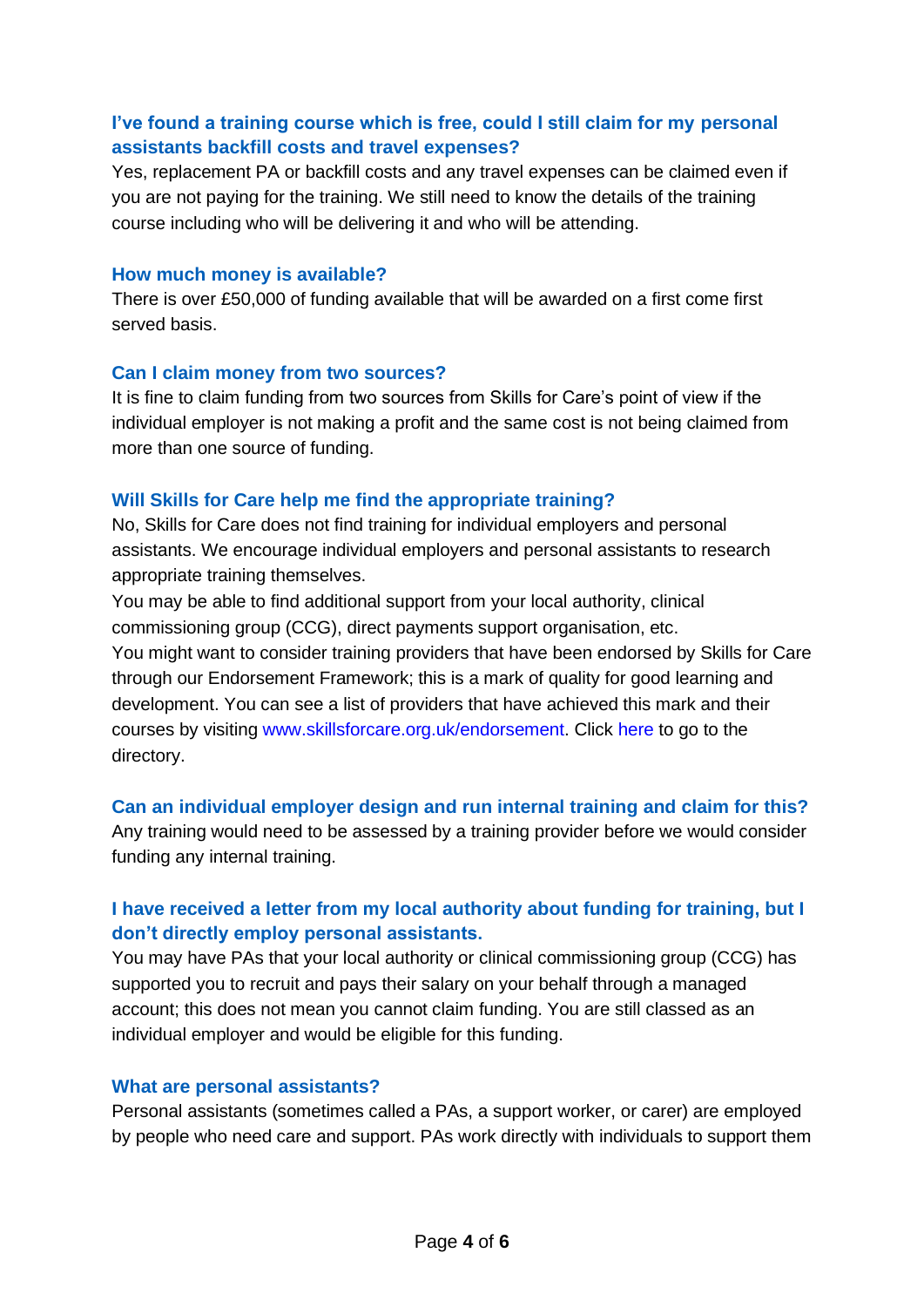### I've found a training course which is free, could I still claim for my personal assistants backfill costs and travel expenses?

Yes, replacement PA or backfill costs and any travel expenses can be claimed even if you are not paying for the training. We still need to know the details of the training course including who will be delivering it and who will be attending.

### How much money is available?

There is over £50,000 of funding available that will be awarded on a first come first served basis.

### Can I claim money from two sources?

It is fine to claim funding from two sources from Skills for Care's point of view if the individual employer is not making a profit and the same cost is not being claimed from more than one source of funding.

### Will Skills for Care help me find the appropriate training?

No, Skills for Care does not find training for individual employers and personal assistants. We encourage individual employers and personal assistants to research appropriate training themselves.

You may be able to find additional support from your local authority, clinical commissioning group (CCG), direct payments support organisation, etc.

You might want to consider training providers that have been endorsed by Skills for Care through our Endorsement Framework; this is a mark of quality for good learning and development. You can see a list of providers that have achieved this mark and their courses by visiting www.skillsforcare.org.uk/endorsement. Click here to go to the directory.

### Can an individual employer design and run internal training and claim for this?

Any training would need to be assessed by a training provider before we would consider funding any internal training.

### I have received a letter from my local authority about funding for training, but I don't directly employ personal assistants.

You may have PAs that your local authority or clinical commissioning group (CCG) has supported you to recruit and pays their salary on your behalf through a managed account; this does not mean you cannot claim funding. You are still classed as an individual employer and would be eligible for this funding.

### What are personal assistants?

Personal assistants (sometimes called a PAs, a support worker, or carer) are employed by people who need care and support. PAs work directly with individuals to support them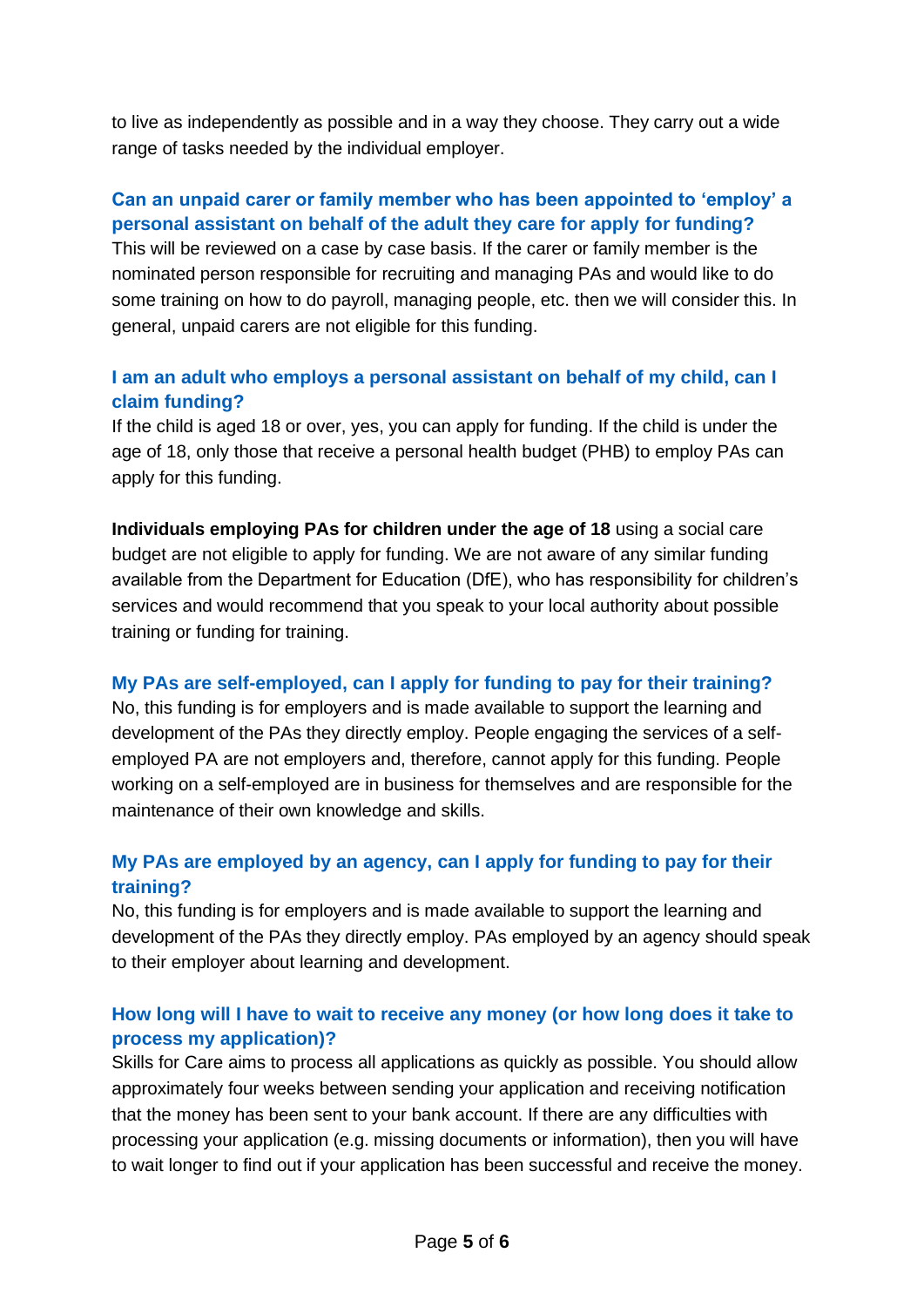to live as independently as possible and in a way they choose. They carry out a wide range of tasks needed by the individual employer.

### Can an unpaid carer or family member who has been appointed to 'employ' a personal assistant on behalf of the adult they care for apply for funding?

This will be reviewed on a case by case basis. If the carer or family member is the nominated person responsible for recruiting and managing PAs and would like to do some training on how to do payroll, managing people, etc. then we will consider this. In general, unpaid carers are not eligible for this funding.

### I am an adult who employs a personal assistant on behalf of my child, can I claim funding?

If the child is aged 18 or over, yes, you can apply for funding. If the child is under the age of 18, only those that receive a personal health budget (PHB) to employ PAs can apply for this funding.

**Individuals employing PAs for children under the age of 18** using a social care budget are not eligible to apply for funding. We are not aware of any similar funding available from the Department for Education (DfE), who has responsibility for children's services and would recommend that you speak to your local authority about possible training or funding for training.

### My PAs are self-employed, can I apply for funding to pay for their training?

No, this funding is for employers and is made available to support the learning and development of the PAs they directly employ. People engaging the services of a self-employed PA are not employers and, therefore, cannot apply for this funding. People working on a self-employed are in business for themselves and are responsible for the maintenance of their own knowledge and skills.

### My PAs are employed by an agency, can I apply for funding to pay for their training?

No, this funding is for employers and is made available to support the learning and development of the PAs they directly employ. PAs employed by an agency should speak to their employer about learning and development.

### How long will I have to wait to receive any money (or how long does it take to process my application)?

Skills for Care aims to process all applications as quickly as possible. You should allow approximately four weeks between sending your application and receiving notification that the money has been sent to your bank account. If there are any difficulties with processing your application (e.g. missing documents or information), then you will have to wait longer to find out if your application has been successful and receive the money.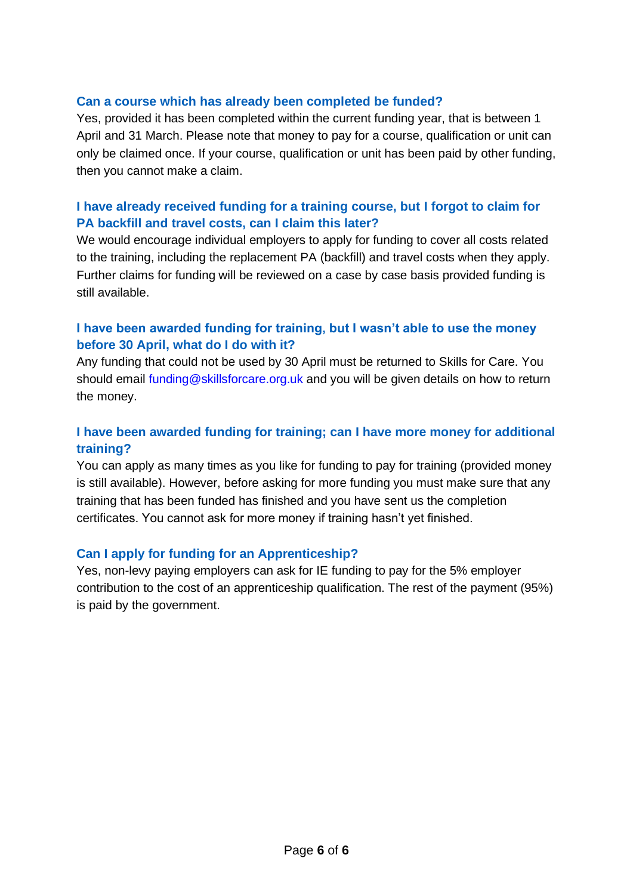### Can a course which has already been completed be funded?

Yes, provided it has been completed within the current funding year, that is between 1 April and 31 March. Please note that money to pay for a course, qualification or unit can only be claimed once. If your course, qualification or unit has been paid by other funding, then you cannot make a claim.

### I have already received funding for a training course, but I forgot to claim for PA backfill and travel costs, can I claim this later?

We would encourage individual employers to apply for funding to cover all costs related to the training, including the replacement PA (backfill) and travel costs when they apply. Further claims for funding will be reviewed on a case by case basis provided funding is still available.

### I have been awarded funding for training, but I wasn't able to use the money before 30 April, what do I do with it?

Any funding that could not be used by 30 April must be returned to Skills for Care. You should email funding@skillsforcare.org.uk and you will be given details on how to return the money.

### I have been awarded funding for training; can I have more money for additional training?

You can apply as many times as you like for funding to pay for training (provided money is still available). However, before asking for more funding you must make sure that any training that has been funded has finished and you have sent us the completion certificates. You cannot ask for more money if training hasn't yet finished.

### Can I apply for funding for an Apprenticeship?

Yes, non-levy paying employers can ask for IE funding to pay for the 5% employer contribution to the cost of an apprenticeship qualification. The rest of the payment (95%) is paid by the government.